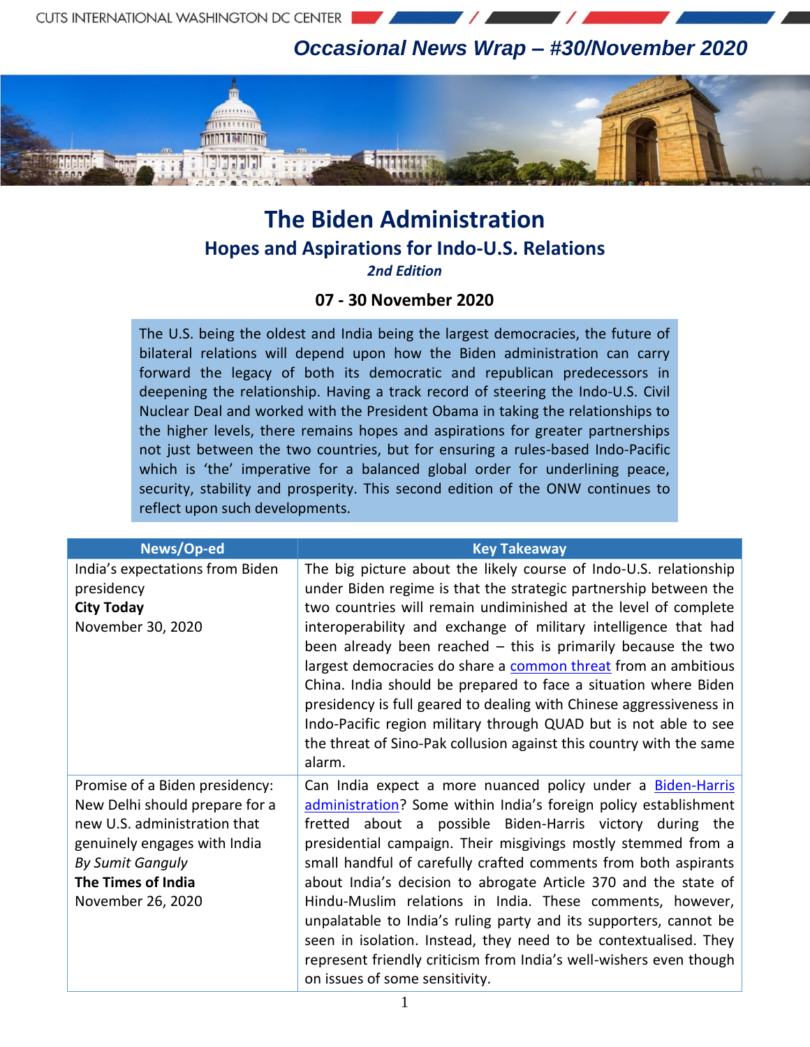Occasional News Wrap – #30/November 2020

# The Biden Administration

## Hopes and Aspirations for Indo-U.S. Relations

***2nd Edition***

**07 - 30 November 2020**

The U.S. being the oldest and India being the largest democracies, the future of bilateral relations will depend upon how the Biden administration can carry forward the legacy of both its democratic and republican predecessors in deepening the relationship. Having a track record of steering the Indo-U.S. Civil Nuclear Deal and worked with the President Obama in taking the relationships to the higher levels, there remains hopes and aspirations for greater partnerships not just between the two countries, but for ensuring a rules-based Indo-Pacific which is 'the' imperative for a balanced global order for underlining peace, security, stability and prosperity. This second edition of the ONW continues to reflect upon such developments.

| News/Op-ed | Key Takeaway |
|---|---|
| India's expectations from Biden presidency<br>**City Today**<br>November 30, 2020 | The big picture about the likely course of Indo-U.S. relationship under Biden regime is that the strategic partnership between the two countries will remain undiminished at the level of complete interoperability and exchange of military intelligence that had been already been reached – this is primarily because the two largest democracies do share a common threat from an ambitious China. India should be prepared to face a situation where Biden presidency is full geared to dealing with Chinese aggressiveness in Indo-Pacific region military through QUAD but is not able to see the threat of Sino-Pak collusion against this country with the same alarm. |
| Promise of a Biden presidency: New Delhi should prepare for a new U.S. administration that genuinely engages with India<br>*By Sumit Ganguly*<br>**The Times of India**<br>November 26, 2020 | Can India expect a more nuanced policy under a Biden-Harris administration? Some within India's foreign policy establishment fretted about a possible Biden-Harris victory during the presidential campaign. Their misgivings mostly stemmed from a small handful of carefully crafted comments from both aspirants about India's decision to abrogate Article 370 and the state of Hindu-Muslim relations in India. These comments, however, unpalatable to India's ruling party and its supporters, cannot be seen in isolation. Instead, they need to be contextualised. They represent friendly criticism from India's well-wishers even though on issues of some sensitivity. |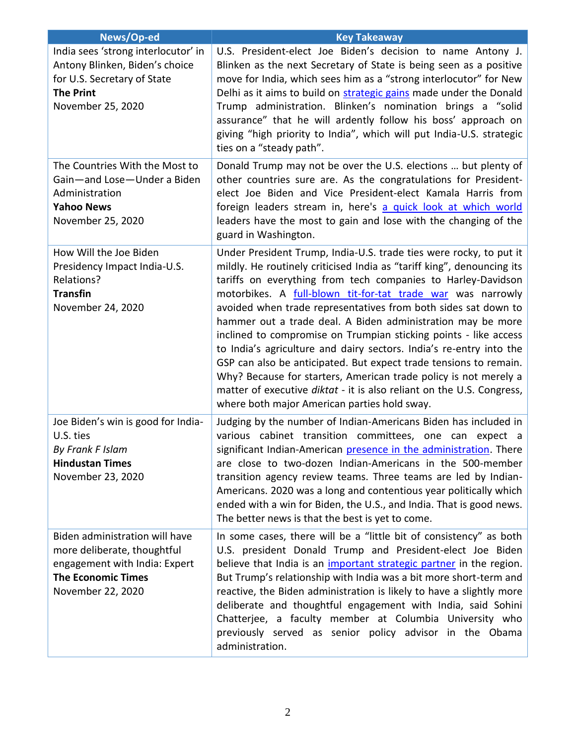| News/Op-ed | Key Takeaway |
|---|---|
| India sees 'strong interlocutor' in Antony Blinken, Biden's choice for U.S. Secretary of State<br>**The Print**<br>November 25, 2020 | U.S. President-elect Joe Biden's decision to name Antony J. Blinken as the next Secretary of State is being seen as a positive move for India, which sees him as a "strong interlocutor" for New Delhi as it aims to build on strategic gains made under the Donald Trump administration. Blinken's nomination brings a "solid assurance" that he will ardently follow his boss' approach on giving "high priority to India", which will put India-U.S. strategic ties on a "steady path". |
| The Countries With the Most to Gain—and Lose—Under a Biden Administration<br>**Yahoo News**<br>November 25, 2020 | Donald Trump may not be over the U.S. elections … but plenty of other countries sure are. As the congratulations for President-elect Joe Biden and Vice President-elect Kamala Harris from foreign leaders stream in, here's a quick look at which world leaders have the most to gain and lose with the changing of the guard in Washington. |
| How Will the Joe Biden Presidency Impact India-U.S. Relations?<br>**Transfin**<br>November 24, 2020 | Under President Trump, India-U.S. trade ties were rocky, to put it mildly. He routinely criticised India as "tariff king", denouncing its tariffs on everything from tech companies to Harley-Davidson motorbikes. A full-blown tit-for-tat trade war was narrowly avoided when trade representatives from both sides sat down to hammer out a trade deal. A Biden administration may be more inclined to compromise on Trumpian sticking points - like access to India's agriculture and dairy sectors. India's re-entry into the GSP can also be anticipated. But expect trade tensions to remain. Why? Because for starters, American trade policy is not merely a matter of executive *diktat* - it is also reliant on the U.S. Congress, where both major American parties hold sway. |
| Joe Biden's win is good for India-U.S. ties<br>*By Frank F Islam*<br>**Hindustan Times**<br>November 23, 2020 | Judging by the number of Indian-Americans Biden has included in various cabinet transition committees, one can expect a significant Indian-American presence in the administration. There are close to two-dozen Indian-Americans in the 500-member transition agency review teams. Three teams are led by Indian-Americans. 2020 was a long and contentious year politically which ended with a win for Biden, the U.S., and India. That is good news. The better news is that the best is yet to come. |
| Biden administration will have more deliberate, thoughtful engagement with India: Expert<br>**The Economic Times**<br>November 22, 2020 | In some cases, there will be a "little bit of consistency" as both U.S. president Donald Trump and President-elect Joe Biden believe that India is an important strategic partner in the region. But Trump's relationship with India was a bit more short-term and reactive, the Biden administration is likely to have a slightly more deliberate and thoughtful engagement with India, said Sohini Chatterjee, a faculty member at Columbia University who previously served as senior policy advisor in the Obama administration. |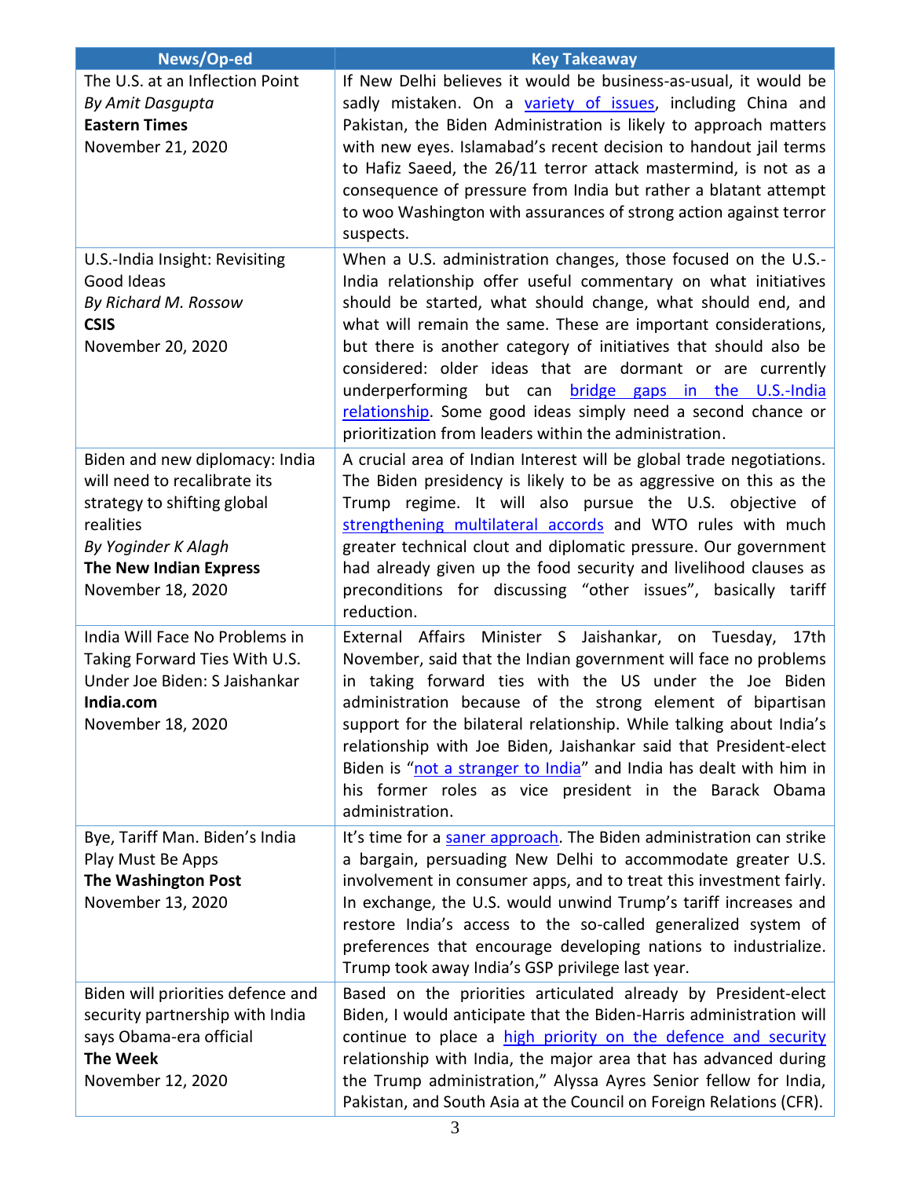| News/Op-ed | Key Takeaway |
|---|---|
| The U.S. at an Inflection Point<br>*By Amit Dasgupta*<br>**Eastern Times**<br>November 21, 2020 | If New Delhi believes it would be business-as-usual, it would be sadly mistaken. On a variety of issues, including China and Pakistan, the Biden Administration is likely to approach matters with new eyes. Islamabad's recent decision to handout jail terms to Hafiz Saeed, the 26/11 terror attack mastermind, is not as a consequence of pressure from India but rather a blatant attempt to woo Washington with assurances of strong action against terror suspects. |
| U.S.-India Insight: Revisiting Good Ideas<br>*By Richard M. Rossow*<br>**CSIS**<br>November 20, 2020 | When a U.S. administration changes, those focused on the U.S.-India relationship offer useful commentary on what initiatives should be started, what should change, what should end, and what will remain the same. These are important considerations, but there is another category of initiatives that should also be considered: older ideas that are dormant or are currently underperforming but can bridge gaps in the U.S.-India relationship. Some good ideas simply need a second chance or prioritization from leaders within the administration. |
| Biden and new diplomacy: India will need to recalibrate its strategy to shifting global realities<br>*By Yoginder K Alagh*<br>**The New Indian Express**<br>November 18, 2020 | A crucial area of Indian Interest will be global trade negotiations. The Biden presidency is likely to be as aggressive on this as the Trump regime. It will also pursue the U.S. objective of strengthening multilateral accords and WTO rules with much greater technical clout and diplomatic pressure. Our government had already given up the food security and livelihood clauses as preconditions for discussing "other issues", basically tariff reduction. |
| India Will Face No Problems in Taking Forward Ties With U.S. Under Joe Biden: S Jaishankar<br>**India.com**<br>November 18, 2020 | External Affairs Minister S Jaishankar, on Tuesday, 17th November, said that the Indian government will face no problems in taking forward ties with the US under the Joe Biden administration because of the strong element of bipartisan support for the bilateral relationship. While talking about India's relationship with Joe Biden, Jaishankar said that President-elect Biden is "not a stranger to India" and India has dealt with him in his former roles as vice president in the Barack Obama administration. |
| Bye, Tariff Man. Biden's India Play Must Be Apps<br>**The Washington Post**<br>November 13, 2020 | It's time for a saner approach. The Biden administration can strike a bargain, persuading New Delhi to accommodate greater U.S. involvement in consumer apps, and to treat this investment fairly. In exchange, the U.S. would unwind Trump's tariff increases and restore India's access to the so-called generalized system of preferences that encourage developing nations to industrialize. Trump took away India's GSP privilege last year. |
| Biden will priorities defence and security partnership with India says Obama-era official<br>**The Week**<br>November 12, 2020 | Based on the priorities articulated already by President-elect Biden, I would anticipate that the Biden-Harris administration will continue to place a high priority on the defence and security relationship with India, the major area that has advanced during the Trump administration," Alyssa Ayres Senior fellow for India, Pakistan, and South Asia at the Council on Foreign Relations (CFR). |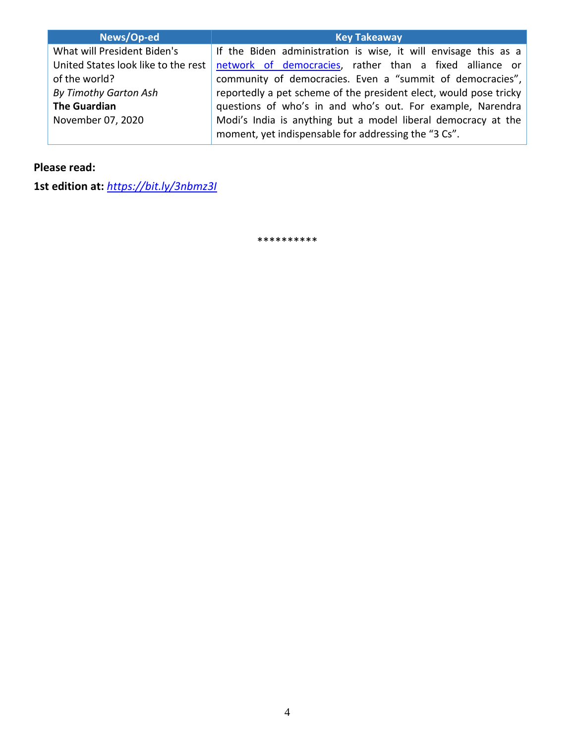| News/Op-ed | Key Takeaway |
|---|---|
| What will President Biden's United States look like to the rest of the world? *By Timothy Garton Ash* **The Guardian** November 07, 2020 | If the Biden administration is wise, it will envisage this as a network of democracies, rather than a fixed alliance or community of democracies. Even a "summit of democracies", reportedly a pet scheme of the president elect, would pose tricky questions of who's in and who's out. For example, Narendra Modi's India is anything but a model liberal democracy at the moment, yet indispensable for addressing the "3 Cs". |

**Please read:**

**1st edition at:** *https://bit.ly/3nbmz3I*

**********